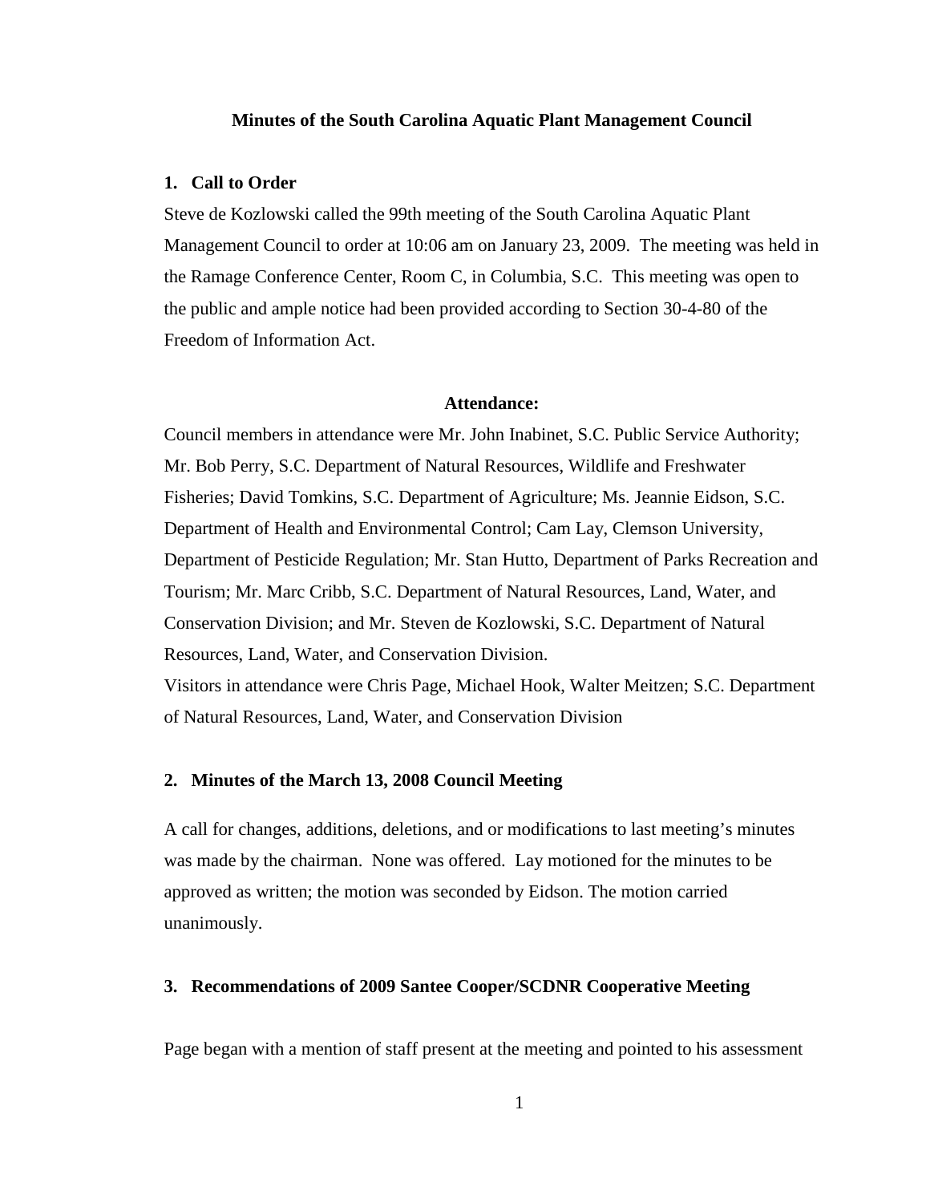# Minutes of the South Carolina Aquatic Plant Management Council

## 1. Call to Order

Steve de Kozlowski called the 99th meeting of the South Carolina Aquatic Plant Management Council to order at 10:06 am on January 23, 2009. The meeting was held in the Ramage Conference Center, Room C, in Columbia, S.C. This meeting was open to the public and ample notice had been provided according to Section 30-4-80 of the Freedom of Information Act.

### Attendance:

Council members in attendance were Mr. John Inabinet, S.C. Public Service Authority; Mr. Bob Perry, S.C. Department of Natural Resources, Wildlife and Freshwater Fisheries; David Tomkins, S.C. Department of Agriculture; Ms. Jeannie Eidson, S.C. Department of Health and Environmental Control; Cam Lay, Clemson University, Department of Pesticide Regulation; Mr. Stan Hutto, Department of Parks Recreation and Tourism; Mr. Marc Cribb, S.C. Department of Natural Resources, Land, Water, and Conservation Division; and Mr. Steven de Kozlowski, S.C. Department of Natural Resources, Land, Water, and Conservation Division.

Visitors in attendance were Chris Page, Michael Hook, Walter Meitzen; S.C. Department of Natural Resources, Land, Water, and Conservation Division

## 2. Minutes of the March 13, 2008 Council Meeting

A call for changes, additions, deletions, and or modifications to last meeting's minutes was made by the chairman. None was offered. Lay motioned for the minutes to be approved as written; the motion was seconded by Eidson. The motion carried unanimously.

## 3. Recommendations of 2009 Santee Cooper/SCDNR Cooperative Meeting

Page began with a mention of staff present at the meeting and pointed to his assessment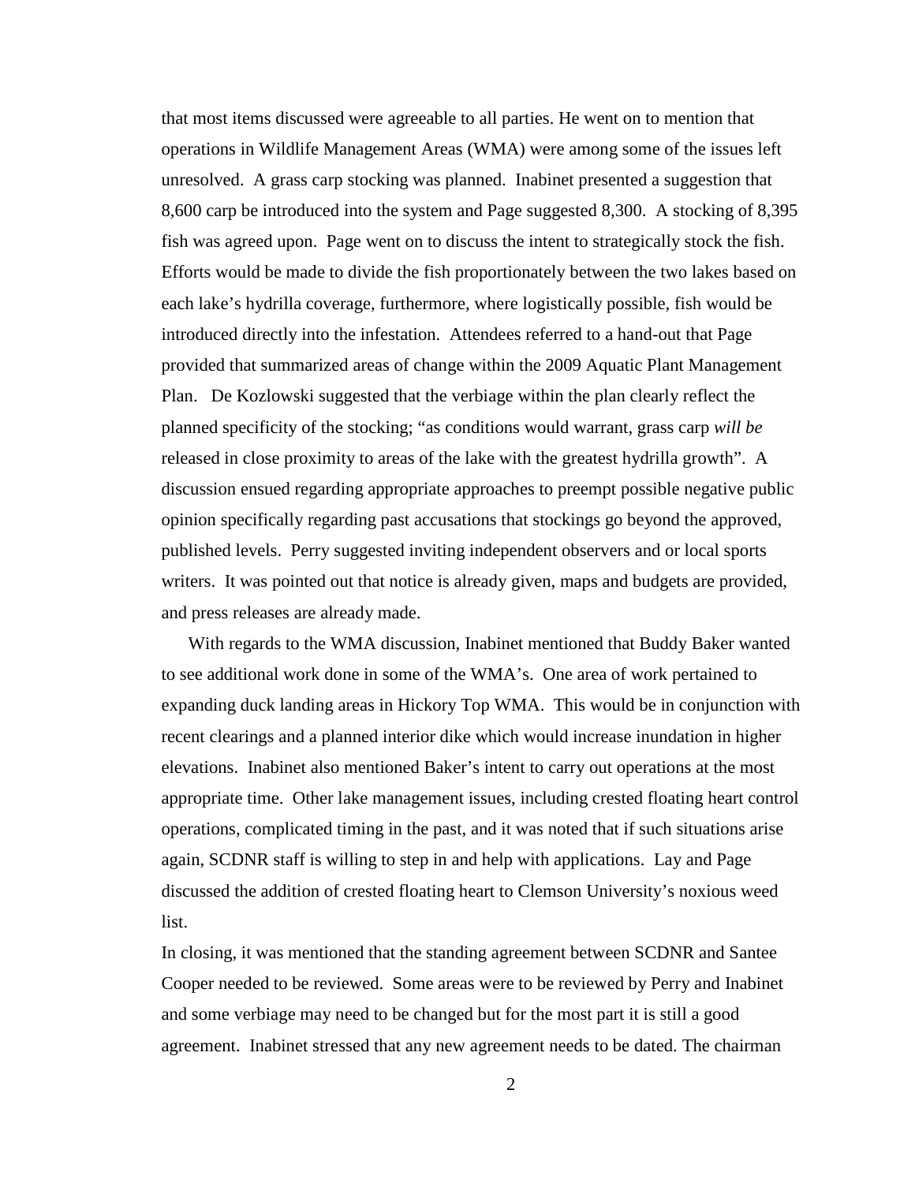that most items discussed were agreeable to all parties. He went on to mention that operations in Wildlife Management Areas (WMA) were among some of the issues left unresolved. A grass carp stocking was planned. Inabinet presented a suggestion that 8,600 carp be introduced into the system and Page suggested 8,300. A stocking of 8,395 fish was agreed upon. Page went on to discuss the intent to strategically stock the fish. Efforts would be made to divide the fish proportionately between the two lakes based on each lake's hydrilla coverage, furthermore, where logistically possible, fish would be introduced directly into the infestation. Attendees referred to a hand-out that Page provided that summarized areas of change within the 2009 Aquatic Plant Management Plan. De Kozlowski suggested that the verbiage within the plan clearly reflect the planned specificity of the stocking; "as conditions would warrant, grass carp *will be* released in close proximity to areas of the lake with the greatest hydrilla growth". A discussion ensued regarding appropriate approaches to preempt possible negative public opinion specifically regarding past accusations that stockings go beyond the approved, published levels. Perry suggested inviting independent observers and or local sports writers. It was pointed out that notice is already given, maps and budgets are provided, and press releases are already made.

With regards to the WMA discussion, Inabinet mentioned that Buddy Baker wanted to see additional work done in some of the WMA's. One area of work pertained to expanding duck landing areas in Hickory Top WMA. This would be in conjunction with recent clearings and a planned interior dike which would increase inundation in higher elevations. Inabinet also mentioned Baker's intent to carry out operations at the most appropriate time. Other lake management issues, including crested floating heart control operations, complicated timing in the past, and it was noted that if such situations arise again, SCDNR staff is willing to step in and help with applications. Lay and Page discussed the addition of crested floating heart to Clemson University's noxious weed list.

In closing, it was mentioned that the standing agreement between SCDNR and Santee Cooper needed to be reviewed. Some areas were to be reviewed by Perry and Inabinet and some verbiage may need to be changed but for the most part it is still a good agreement. Inabinet stressed that any new agreement needs to be dated. The chairman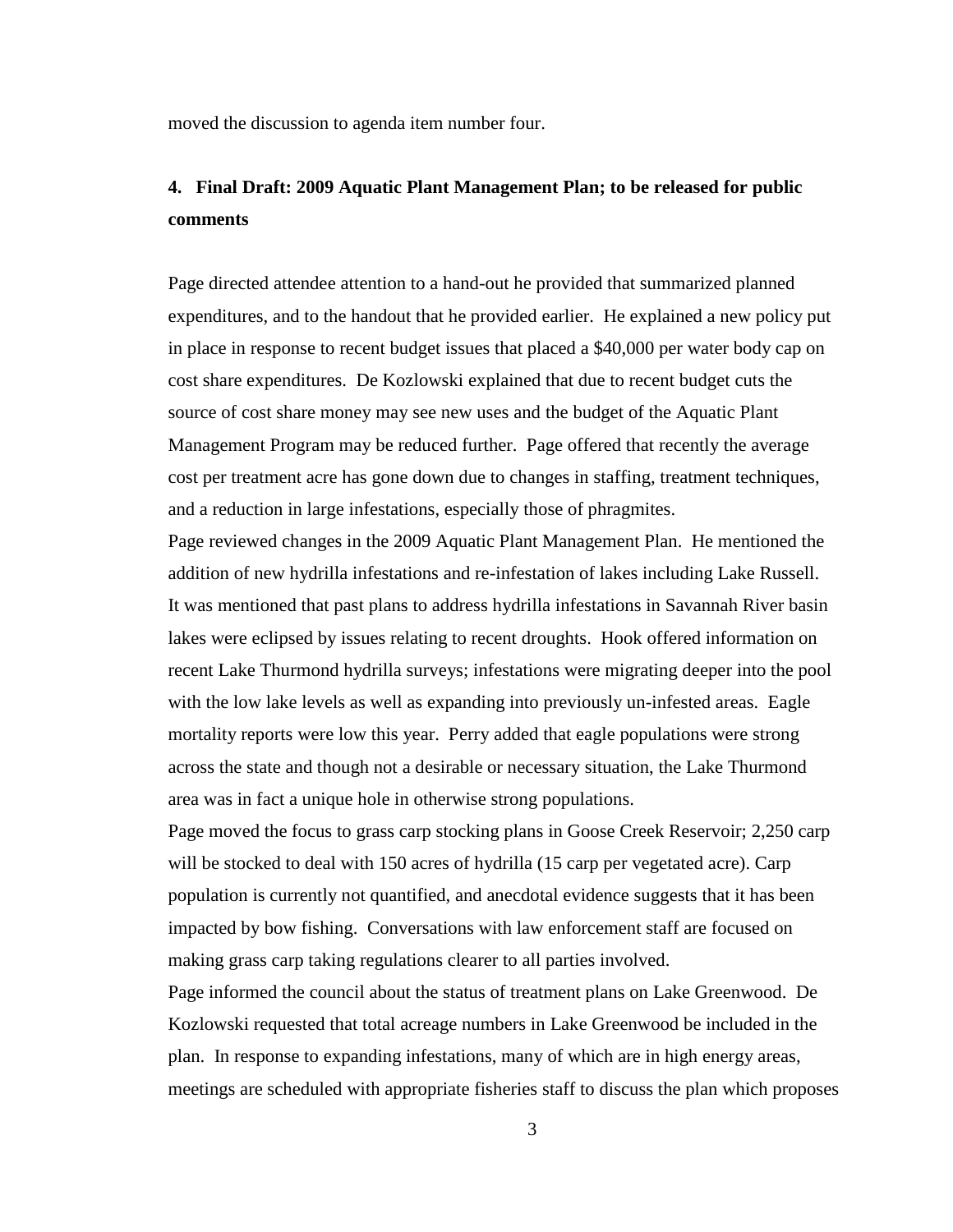moved the discussion to agenda item number four.

## 4. Final Draft: 2009 Aquatic Plant Management Plan; to be released for public comments

Page directed attendee attention to a hand-out he provided that summarized planned expenditures, and to the handout that he provided earlier. He explained a new policy put in place in response to recent budget issues that placed a $40,000 per water body cap on cost share expenditures. De Kozlowski explained that due to recent budget cuts the source of cost share money may see new uses and the budget of the Aquatic Plant Management Program may be reduced further. Page offered that recently the average cost per treatment acre has gone down due to changes in staffing, treatment techniques, and a reduction in large infestations, especially those of phragmites.

Page reviewed changes in the 2009 Aquatic Plant Management Plan. He mentioned the addition of new hydrilla infestations and re-infestation of lakes including Lake Russell. It was mentioned that past plans to address hydrilla infestations in Savannah River basin lakes were eclipsed by issues relating to recent droughts. Hook offered information on recent Lake Thurmond hydrilla surveys; infestations were migrating deeper into the pool with the low lake levels as well as expanding into previously un-infested areas. Eagle mortality reports were low this year. Perry added that eagle populations were strong across the state and though not a desirable or necessary situation, the Lake Thurmond area was in fact a unique hole in otherwise strong populations.

Page moved the focus to grass carp stocking plans in Goose Creek Reservoir; 2,250 carp will be stocked to deal with 150 acres of hydrilla (15 carp per vegetated acre). Carp population is currently not quantified, and anecdotal evidence suggests that it has been impacted by bow fishing. Conversations with law enforcement staff are focused on making grass carp taking regulations clearer to all parties involved.

Page informed the council about the status of treatment plans on Lake Greenwood. De Kozlowski requested that total acreage numbers in Lake Greenwood be included in the plan. In response to expanding infestations, many of which are in high energy areas, meetings are scheduled with appropriate fisheries staff to discuss the plan which proposes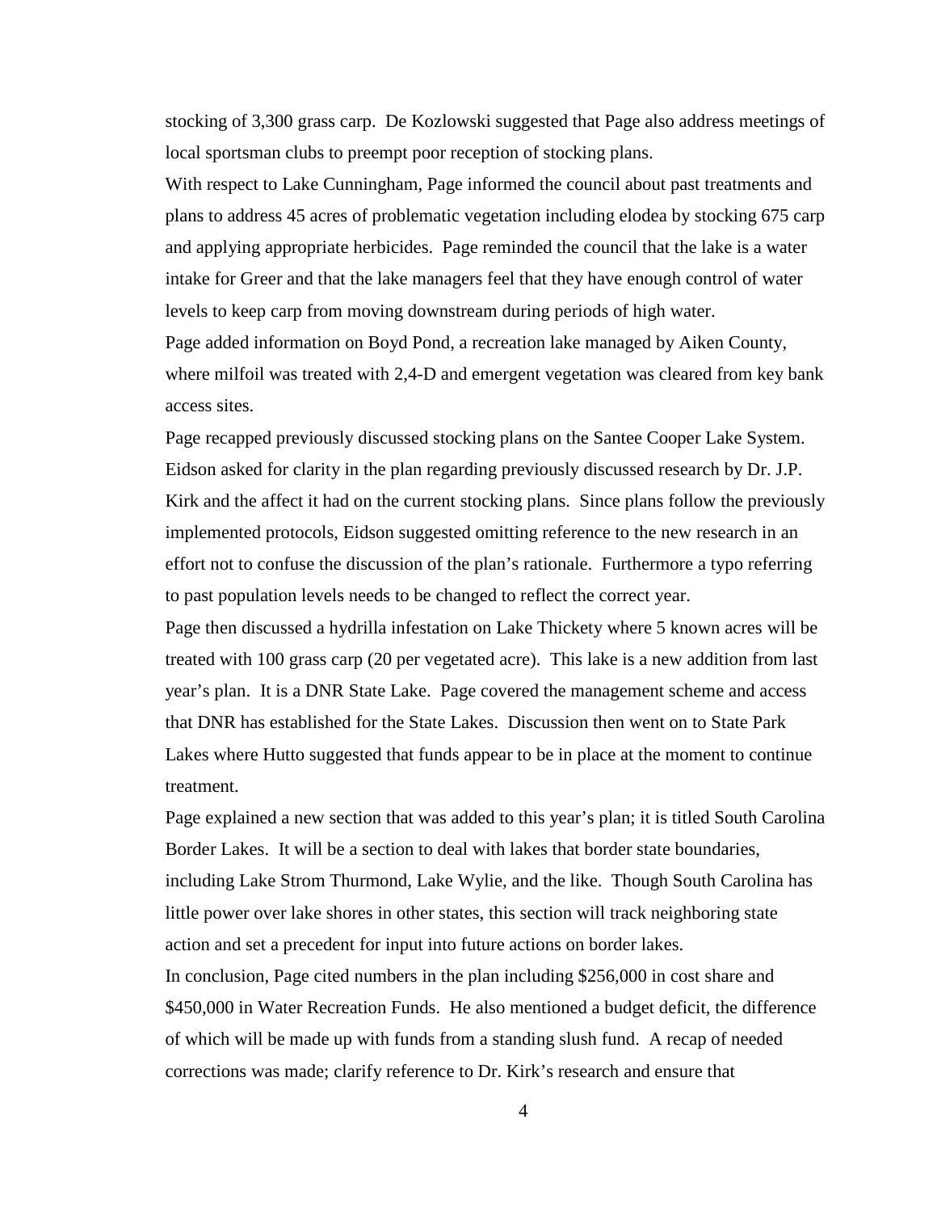stocking of 3,300 grass carp. De Kozlowski suggested that Page also address meetings of local sportsman clubs to preempt poor reception of stocking plans.

With respect to Lake Cunningham, Page informed the council about past treatments and plans to address 45 acres of problematic vegetation including elodea by stocking 675 carp and applying appropriate herbicides. Page reminded the council that the lake is a water intake for Greer and that the lake managers feel that they have enough control of water levels to keep carp from moving downstream during periods of high water.

Page added information on Boyd Pond, a recreation lake managed by Aiken County, where milfoil was treated with 2,4-D and emergent vegetation was cleared from key bank access sites.

Page recapped previously discussed stocking plans on the Santee Cooper Lake System. Eidson asked for clarity in the plan regarding previously discussed research by Dr. J.P. Kirk and the affect it had on the current stocking plans. Since plans follow the previously implemented protocols, Eidson suggested omitting reference to the new research in an effort not to confuse the discussion of the plan's rationale. Furthermore a typo referring to past population levels needs to be changed to reflect the correct year.

Page then discussed a hydrilla infestation on Lake Thickety where 5 known acres will be treated with 100 grass carp (20 per vegetated acre). This lake is a new addition from last year's plan. It is a DNR State Lake. Page covered the management scheme and access that DNR has established for the State Lakes. Discussion then went on to State Park Lakes where Hutto suggested that funds appear to be in place at the moment to continue treatment.

Page explained a new section that was added to this year's plan; it is titled South Carolina Border Lakes. It will be a section to deal with lakes that border state boundaries, including Lake Strom Thurmond, Lake Wylie, and the like. Though South Carolina has little power over lake shores in other states, this section will track neighboring state action and set a precedent for input into future actions on border lakes.

In conclusion, Page cited numbers in the plan including $256,000 in cost share and $450,000 in Water Recreation Funds. He also mentioned a budget deficit, the difference of which will be made up with funds from a standing slush fund. A recap of needed corrections was made; clarify reference to Dr. Kirk's research and ensure that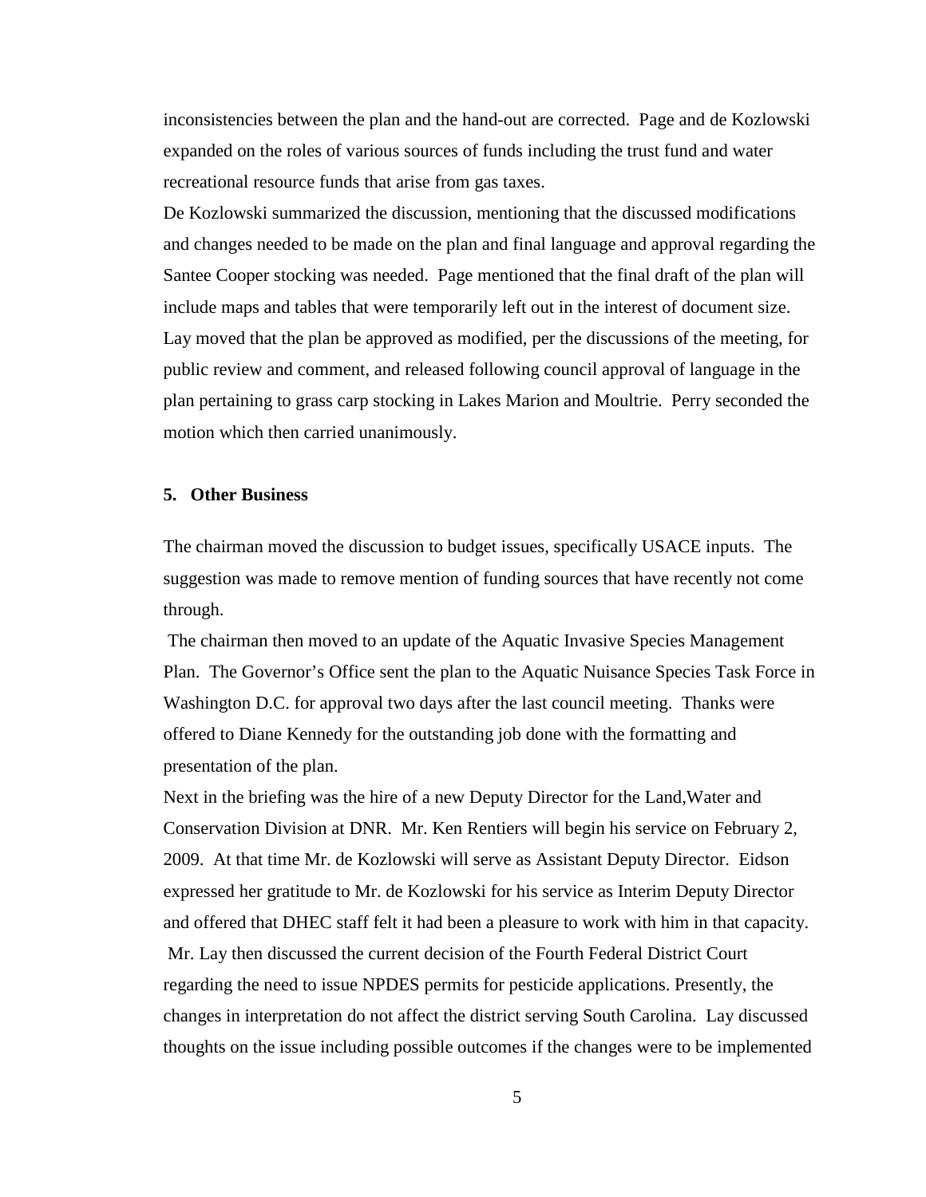inconsistencies between the plan and the hand-out are corrected. Page and de Kozlowski expanded on the roles of various sources of funds including the trust fund and water recreational resource funds that arise from gas taxes.

De Kozlowski summarized the discussion, mentioning that the discussed modifications and changes needed to be made on the plan and final language and approval regarding the Santee Cooper stocking was needed. Page mentioned that the final draft of the plan will include maps and tables that were temporarily left out in the interest of document size. Lay moved that the plan be approved as modified, per the discussions of the meeting, for public review and comment, and released following council approval of language in the plan pertaining to grass carp stocking in Lakes Marion and Moultrie. Perry seconded the motion which then carried unanimously.

**5. Other Business**

The chairman moved the discussion to budget issues, specifically USACE inputs. The suggestion was made to remove mention of funding sources that have recently not come through.

The chairman then moved to an update of the Aquatic Invasive Species Management Plan. The Governor's Office sent the plan to the Aquatic Nuisance Species Task Force in Washington D.C. for approval two days after the last council meeting. Thanks were offered to Diane Kennedy for the outstanding job done with the formatting and presentation of the plan.

Next in the briefing was the hire of a new Deputy Director for the Land,Water and Conservation Division at DNR. Mr. Ken Rentiers will begin his service on February 2, 2009. At that time Mr. de Kozlowski will serve as Assistant Deputy Director. Eidson expressed her gratitude to Mr. de Kozlowski for his service as Interim Deputy Director and offered that DHEC staff felt it had been a pleasure to work with him in that capacity.

Mr. Lay then discussed the current decision of the Fourth Federal District Court regarding the need to issue NPDES permits for pesticide applications. Presently, the changes in interpretation do not affect the district serving South Carolina. Lay discussed thoughts on the issue including possible outcomes if the changes were to be implemented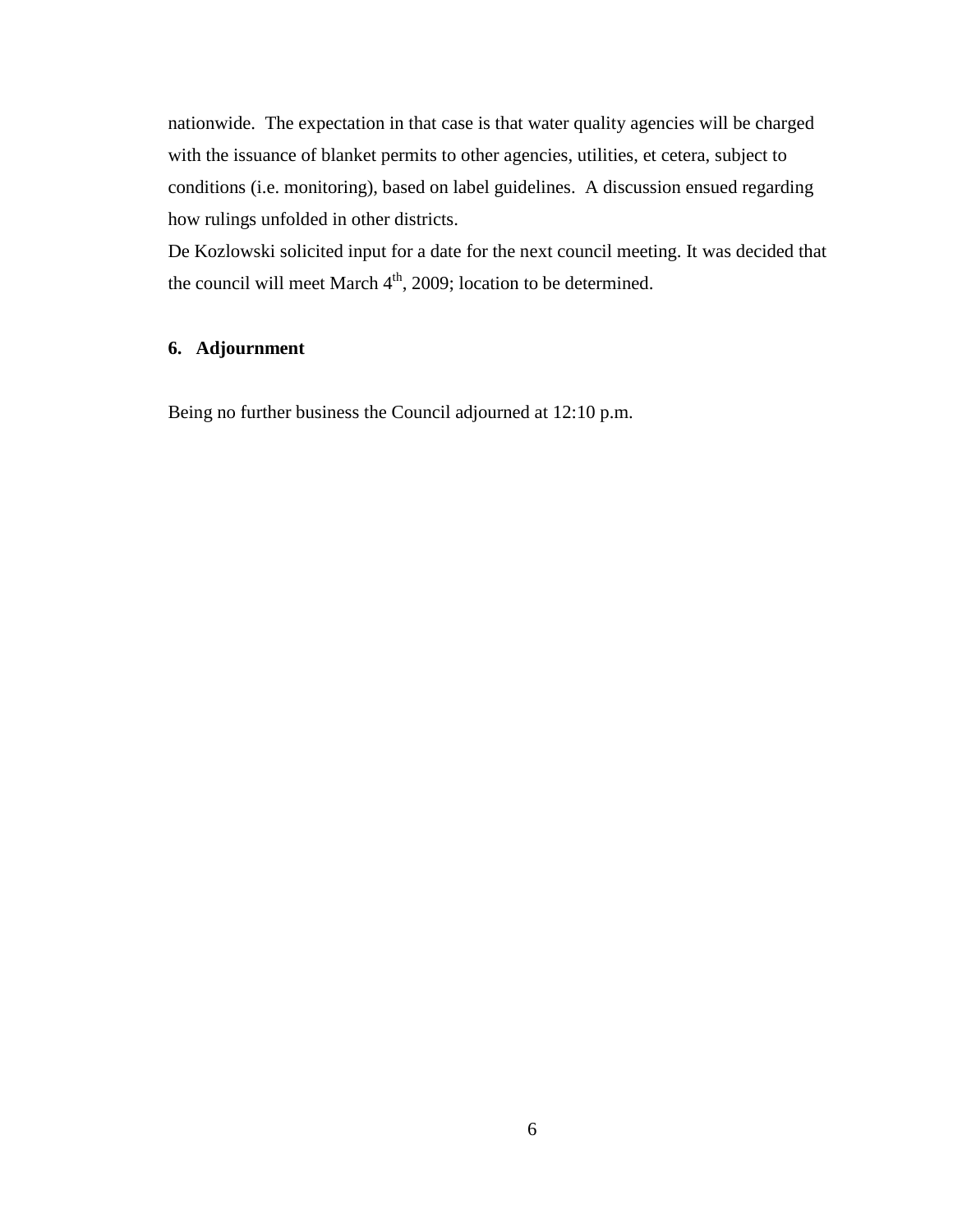nationwide. The expectation in that case is that water quality agencies will be charged with the issuance of blanket permits to other agencies, utilities, et cetera, subject to conditions (i.e. monitoring), based on label guidelines. A discussion ensued regarding how rulings unfolded in other districts.

De Kozlowski solicited input for a date for the next council meeting. It was decided that the council will meet March 4th, 2009; location to be determined.

**6. Adjournment**

Being no further business the Council adjourned at 12:10 p.m.